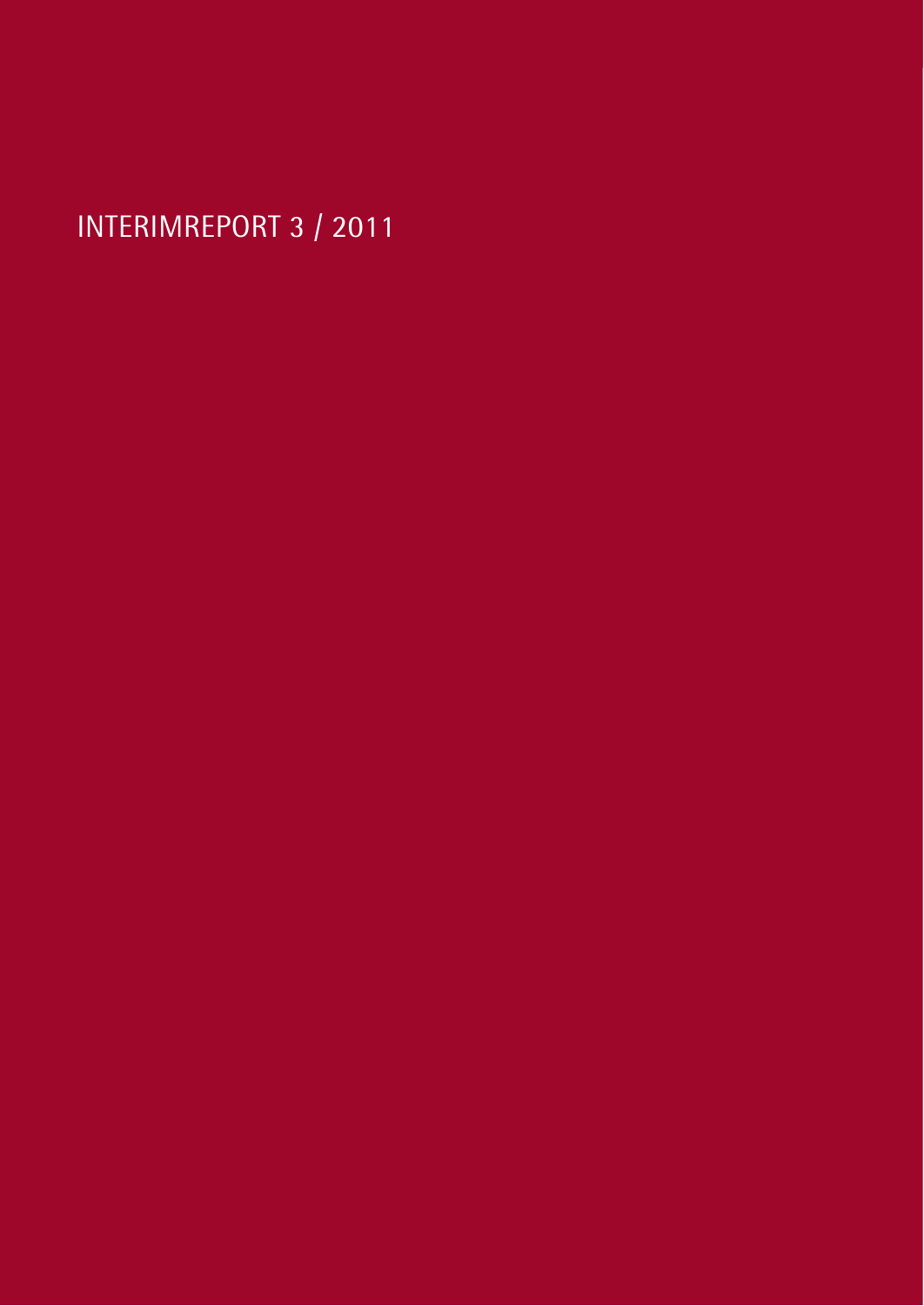# INTERIMREPORT 3 / 2011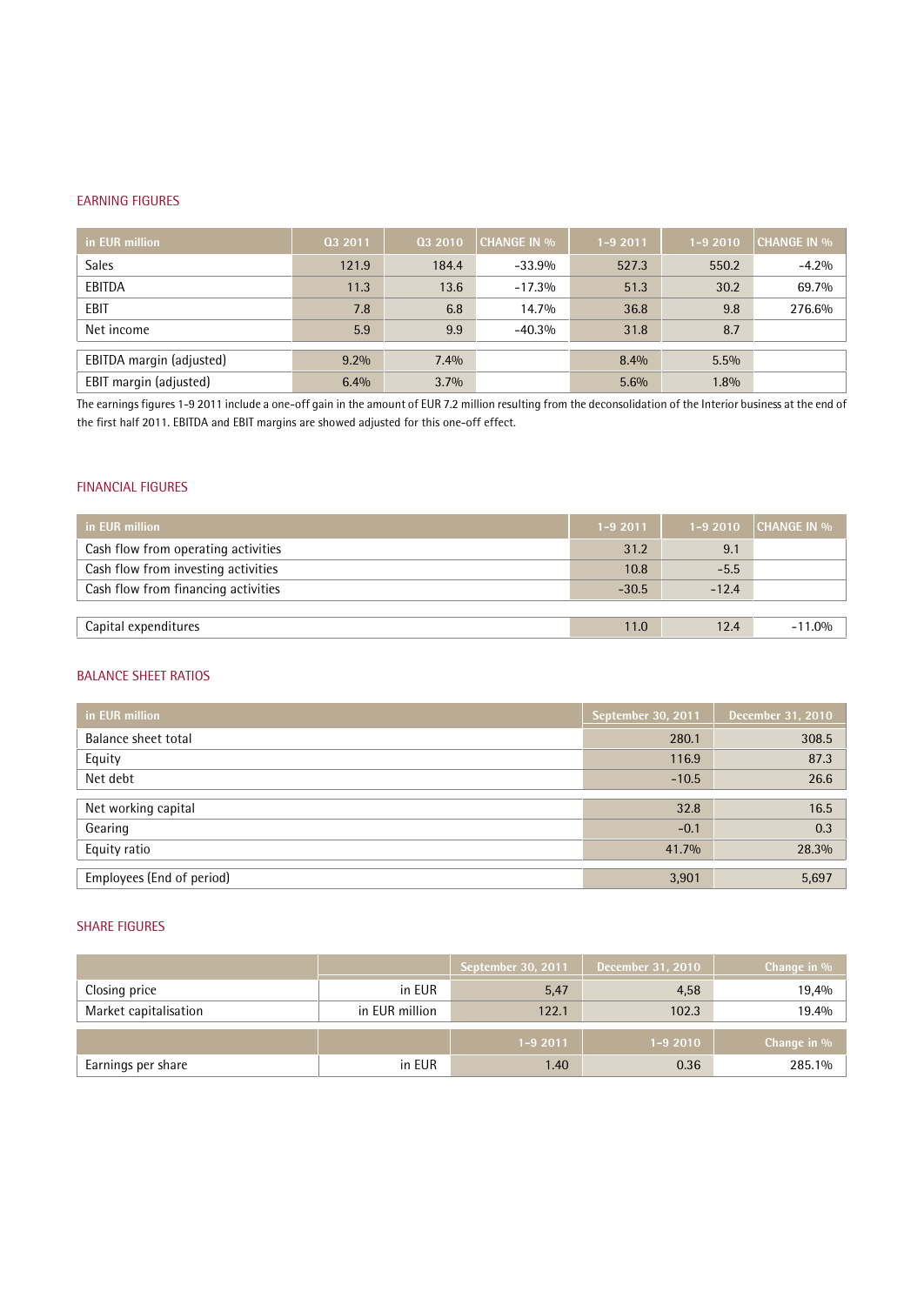## EARNING FIGURES

| in EUR million | Q3 2011 | Q3 2010 | CHANGE IN % | 1-9 2011 | 1-9 2010 | CHANGE IN % |
|---|---|---|---|---|---|---|
| Sales | 121.9 | 184.4 | -33.9% | 527.3 | 550.2 | -4.2% |
| EBITDA | 11.3 | 13.6 | -17.3% | 51.3 | 30.2 | 69.7% |
| EBIT | 7.8 | 6.8 | 14.7% | 36.8 | 9.8 | 276.6% |
| Net income | 5.9 | 9.9 | -40.3% | 31.8 | 8.7 | |
| EBITDA margin (adjusted) | 9.2% | 7.4% | | 8.4% | 5.5% | |
| EBIT margin (adjusted) | 6.4% | 3.7% | | 5.6% | 1.8% | |

The earnings figures 1-9 2011 include a one-off gain in the amount of EUR 7.2 million resulting from the deconsolidation of the Interior business at the end of the first half 2011. EBITDA and EBIT margins are showed adjusted for this one-off effect.

## FINANCIAL FIGURES

| in EUR million | 1-9 2011 | 1-9 2010 | CHANGE IN % |
|---|---|---|---|
| Cash flow from operating activities | 31.2 | 9.1 | |
| Cash flow from investing activities | 10.8 | -5.5 | |
| Cash flow from financing activities | -30.5 | -12.4 | |
| Capital expenditures | 11.0 | 12.4 | -11.0% |

## BALANCE SHEET RATIOS

| in EUR million | September 30, 2011 | December 31, 2010 |
|---|---|---|
| Balance sheet total | 280.1 | 308.5 |
| Equity | 116.9 | 87.3 |
| Net debt | -10.5 | 26.6 |
| Net working capital | 32.8 | 16.5 |
| Gearing | -0.1 | 0.3 |
| Equity ratio | 41.7% | 28.3% |
| Employees (End of period) | 3,901 | 5,697 |

## SHARE FIGURES

| | | September 30, 2011 | December 31, 2010 | Change in % |
|---|---|---|---|---|
| Closing price | in EUR | 5,47 | 4,58 | 19,4% |
| Market capitalisation | in EUR million | 122.1 | 102.3 | 19.4% |
| | | **1-9 2011** | **1-9 2010** | **Change in %** |
| Earnings per share | in EUR | 1.40 | 0.36 | 285.1% |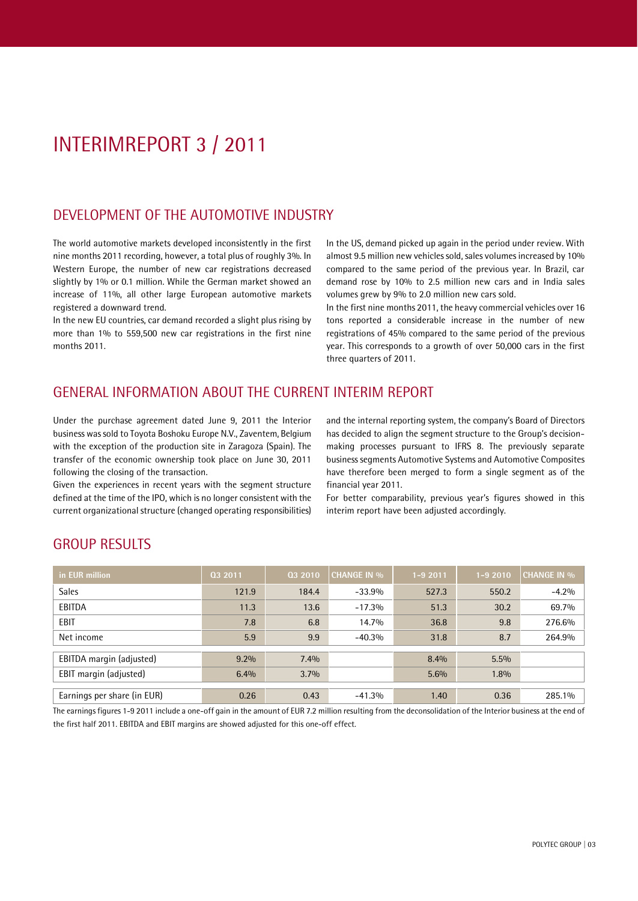# INTERIMREPORT 3 / 2011

## DEVELOPMENT OF THE AUTOMOTIVE INDUSTRY

The world automotive markets developed inconsistently in the first nine months 2011 recording, however, a total plus of roughly 3%. In Western Europe, the number of new car registrations decreased slightly by 1% or 0.1 million. While the German market showed an increase of 11%, all other large European automotive markets registered a downward trend.

In the new EU countries, car demand recorded a slight plus rising by more than 1% to 559,500 new car registrations in the first nine months 2011.

In the US, demand picked up again in the period under review. With almost 9.5 million new vehicles sold, sales volumes increased by 10% compared to the same period of the previous year. In Brazil, car demand rose by 10% to 2.5 million new cars and in India sales volumes grew by 9% to 2.0 million new cars sold.

In the first nine months 2011, the heavy commercial vehicles over 16 tons reported a considerable increase in the number of new registrations of 45% compared to the same period of the previous year. This corresponds to a growth of over 50,000 cars in the first three quarters of 2011.

## GENERAL INFORMATION ABOUT THE CURRENT INTERIM REPORT

Under the purchase agreement dated June 9, 2011 the Interior business was sold to Toyota Boshoku Europe N.V., Zaventem, Belgium with the exception of the production site in Zaragoza (Spain). The transfer of the economic ownership took place on June 30, 2011 following the closing of the transaction.

Given the experiences in recent years with the segment structure defined at the time of the IPO, which is no longer consistent with the current organizational structure (changed operating responsibilities) and the internal reporting system, the company's Board of Directors has decided to align the segment structure to the Group's decision-making processes pursuant to IFRS 8. The previously separate business segments Automotive Systems and Automotive Composites have therefore been merged to form a single segment as of the financial year 2011.

For better comparability, previous year's figures showed in this interim report have been adjusted accordingly.

## GROUP RESULTS

| in EUR million | Q3 2011 | Q3 2010 | CHANGE IN % | 1-9 2011 | 1-9 2010 | CHANGE IN % |
|---|---|---|---|---|---|---|
| Sales | 121.9 | 184.4 | -33.9% | 527.3 | 550.2 | -4.2% |
| EBITDA | 11.3 | 13.6 | -17.3% | 51.3 | 30.2 | 69.7% |
| EBIT | 7.8 | 6.8 | 14.7% | 36.8 | 9.8 | 276.6% |
| Net income | 5.9 | 9.9 | -40.3% | 31.8 | 8.7 | 264.9% |
| EBITDA margin (adjusted) | 9.2% | 7.4% | | 8.4% | 5.5% | |
| EBIT margin (adjusted) | 6.4% | 3.7% | | 5.6% | 1.8% | |
| Earnings per share (in EUR) | 0.26 | 0.43 | -41.3% | 1.40 | 0.36 | 285.1% |

The earnings figures 1-9 2011 include a one-off gain in the amount of EUR 7.2 million resulting from the deconsolidation of the Interior business at the end of the first half 2011. EBITDA and EBIT margins are showed adjusted for this one-off effect.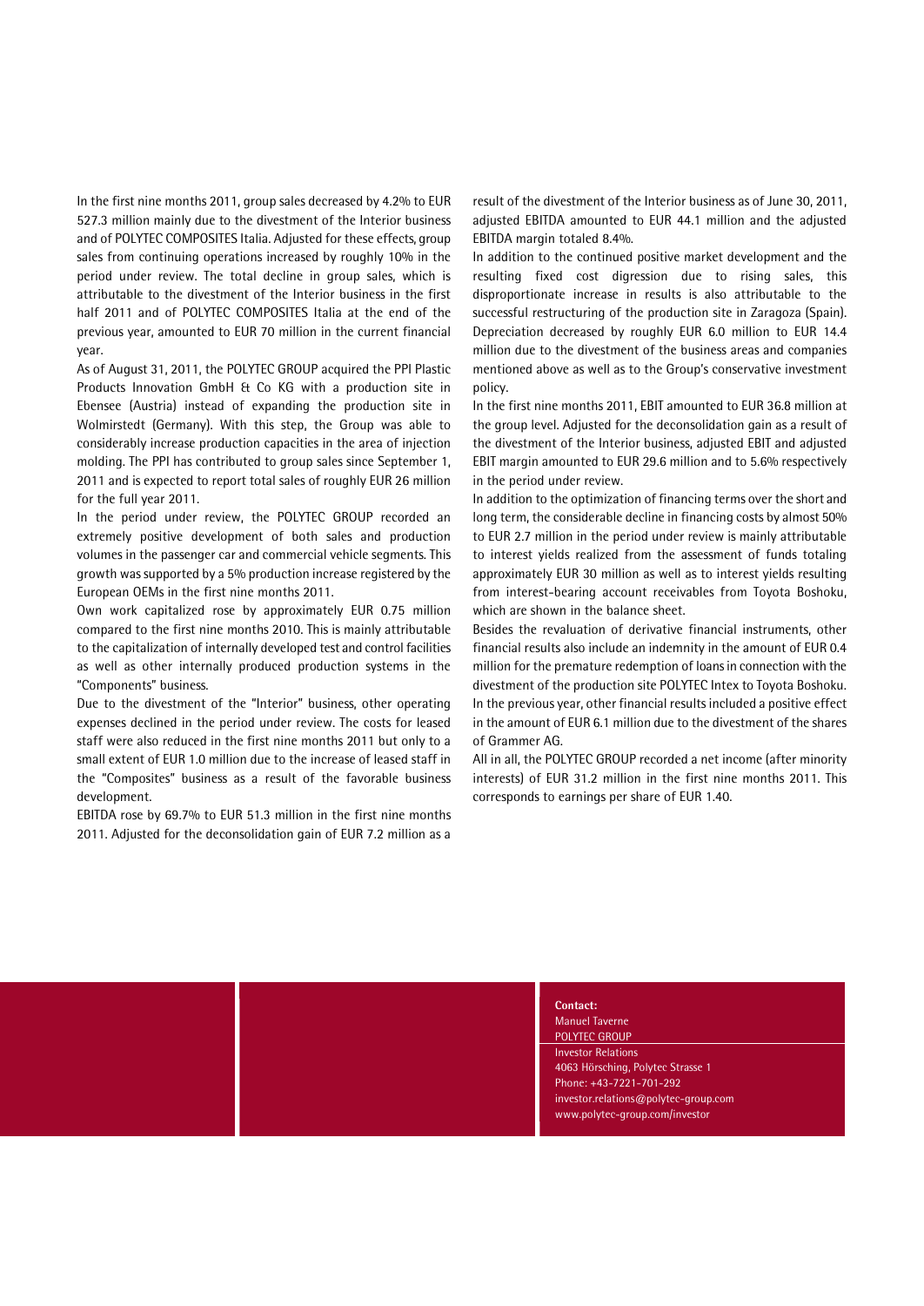In the first nine months 2011, group sales decreased by 4.2% to EUR 527.3 million mainly due to the divestment of the Interior business and of POLYTEC COMPOSITES Italia. Adjusted for these effects, group sales from continuing operations increased by roughly 10% in the period under review. The total decline in group sales, which is attributable to the divestment of the Interior business in the first half 2011 and of POLYTEC COMPOSITES Italia at the end of the previous year, amounted to EUR 70 million in the current financial year.

As of August 31, 2011, the POLYTEC GROUP acquired the PPI Plastic Products Innovation GmbH & Co KG with a production site in Ebensee (Austria) instead of expanding the production site in Wolmirstedt (Germany). With this step, the Group was able to considerably increase production capacities in the area of injection molding. The PPI has contributed to group sales since September 1, 2011 and is expected to report total sales of roughly EUR 26 million for the full year 2011.

In the period under review, the POLYTEC GROUP recorded an extremely positive development of both sales and production volumes in the passenger car and commercial vehicle segments. This growth was supported by a 5% production increase registered by the European OEMs in the first nine months 2011.

Own work capitalized rose by approximately EUR 0.75 million compared to the first nine months 2010. This is mainly attributable to the capitalization of internally developed test and control facilities as well as other internally produced production systems in the "Components" business.

Due to the divestment of the "Interior" business, other operating expenses declined in the period under review. The costs for leased staff were also reduced in the first nine months 2011 but only to a small extent of EUR 1.0 million due to the increase of leased staff in the "Composites" business as a result of the favorable business development.

EBITDA rose by 69.7% to EUR 51.3 million in the first nine months 2011. Adjusted for the deconsolidation gain of EUR 7.2 million as a result of the divestment of the Interior business as of June 30, 2011, adjusted EBITDA amounted to EUR 44.1 million and the adjusted EBITDA margin totaled 8.4%.

In addition to the continued positive market development and the resulting fixed cost digression due to rising sales, this disproportionate increase in results is also attributable to the successful restructuring of the production site in Zaragoza (Spain). Depreciation decreased by roughly EUR 6.0 million to EUR 14.4 million due to the divestment of the business areas and companies mentioned above as well as to the Group's conservative investment policy.

In the first nine months 2011, EBIT amounted to EUR 36.8 million at the group level. Adjusted for the deconsolidation gain as a result of the divestment of the Interior business, adjusted EBIT and adjusted EBIT margin amounted to EUR 29.6 million and to 5.6% respectively in the period under review.

In addition to the optimization of financing terms over the short and long term, the considerable decline in financing costs by almost 50% to EUR 2.7 million in the period under review is mainly attributable to interest yields realized from the assessment of funds totaling approximately EUR 30 million as well as to interest yields resulting from interest-bearing account receivables from Toyota Boshoku, which are shown in the balance sheet.

Besides the revaluation of derivative financial instruments, other financial results also include an indemnity in the amount of EUR 0.4 million for the premature redemption of loans in connection with the divestment of the production site POLYTEC Intex to Toyota Boshoku. In the previous year, other financial results included a positive effect in the amount of EUR 6.1 million due to the divestment of the shares of Grammer AG.

All in all, the POLYTEC GROUP recorded a net income (after minority interests) of EUR 31.2 million in the first nine months 2011. This corresponds to earnings per share of EUR 1.40.

**Contact:**
Manuel Taverne
POLYTEC GROUP
Investor Relations
4063 Hörsching, Polytec Strasse 1
Phone: +43-7221-701-292
investor.relations@polytec-group.com
www.polytec-group.com/investor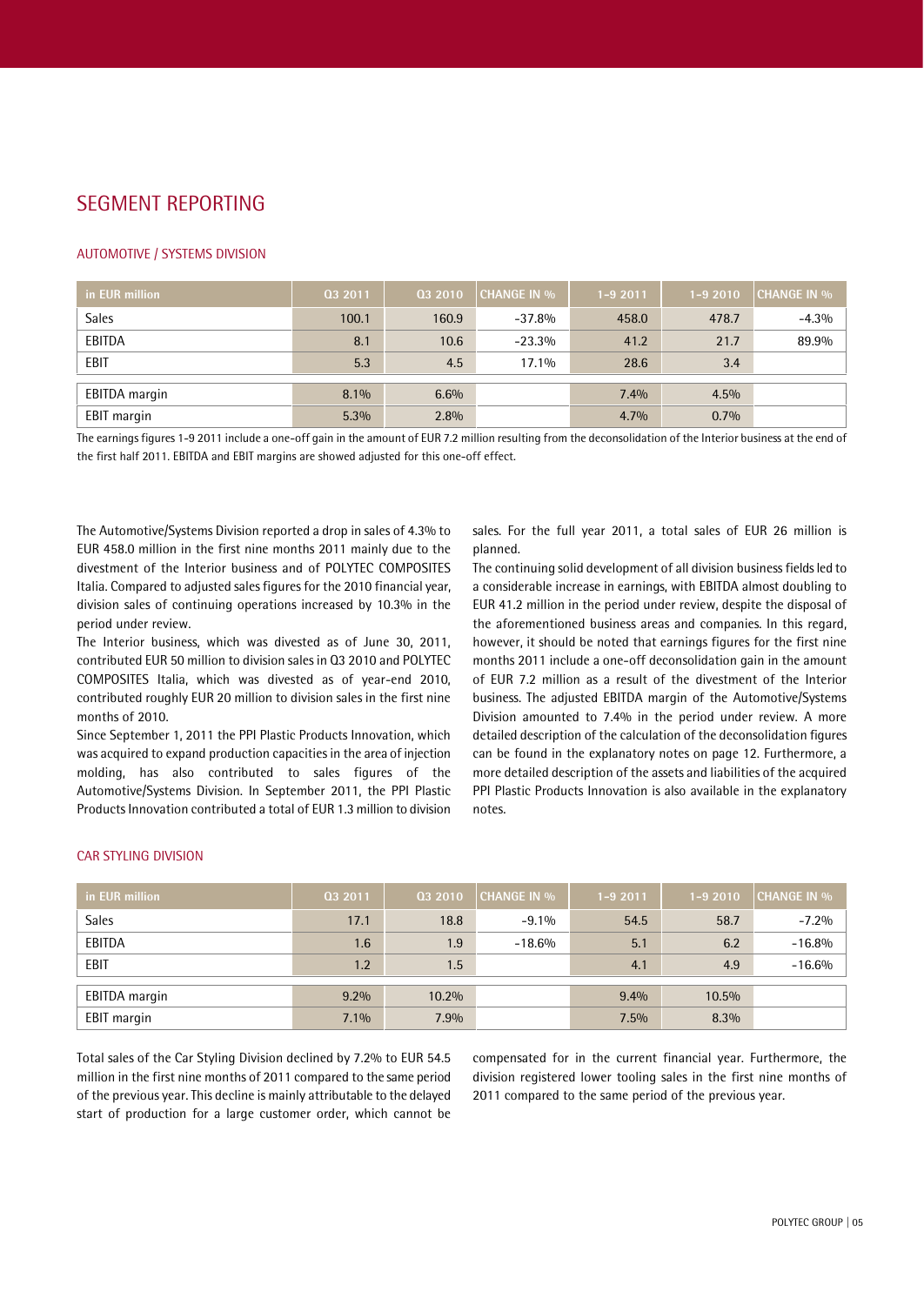# SEGMENT REPORTING

## AUTOMOTIVE / SYSTEMS DIVISION

| in EUR million | Q3 2011 | Q3 2010 | CHANGE IN % | 1-9 2011 | 1-9 2010 | CHANGE IN % |
|---|---|---|---|---|---|---|
| Sales | 100.1 | 160.9 | -37.8% | 458.0 | 478.7 | -4.3% |
| EBITDA | 8.1 | 10.6 | -23.3% | 41.2 | 21.7 | 89.9% |
| EBIT | 5.3 | 4.5 | 17.1% | 28.6 | 3.4 | |
| EBITDA margin | 8.1% | 6.6% | | 7.4% | 4.5% | |
| EBIT margin | 5.3% | 2.8% | | 4.7% | 0.7% | |

The earnings figures 1-9 2011 include a one-off gain in the amount of EUR 7.2 million resulting from the deconsolidation of the Interior business at the end of the first half 2011. EBITDA and EBIT margins are showed adjusted for this one-off effect.

The Automotive/Systems Division reported a drop in sales of 4.3% to EUR 458.0 million in the first nine months 2011 mainly due to the divestment of the Interior business and of POLYTEC COMPOSITES Italia. Compared to adjusted sales figures for the 2010 financial year, division sales of continuing operations increased by 10.3% in the period under review.

The Interior business, which was divested as of June 30, 2011, contributed EUR 50 million to division sales in Q3 2010 and POLYTEC COMPOSITES Italia, which was divested as of year-end 2010, contributed roughly EUR 20 million to division sales in the first nine months of 2010.

Since September 1, 2011 the PPI Plastic Products Innovation, which was acquired to expand production capacities in the area of injection molding, has also contributed to sales figures of the Automotive/Systems Division. In September 2011, the PPI Plastic Products Innovation contributed a total of EUR 1.3 million to division sales. For the full year 2011, a total sales of EUR 26 million is planned.

The continuing solid development of all division business fields led to a considerable increase in earnings, with EBITDA almost doubling to EUR 41.2 million in the period under review, despite the disposal of the aforementioned business areas and companies. In this regard, however, it should be noted that earnings figures for the first nine months 2011 include a one-off deconsolidation gain in the amount of EUR 7.2 million as a result of the divestment of the Interior business. The adjusted EBITDA margin of the Automotive/Systems Division amounted to 7.4% in the period under review. A more detailed description of the calculation of the deconsolidation figures can be found in the explanatory notes on page 12. Furthermore, a more detailed description of the assets and liabilities of the acquired PPI Plastic Products Innovation is also available in the explanatory notes.

## CAR STYLING DIVISION

| in EUR million | Q3 2011 | Q3 2010 | CHANGE IN % | 1-9 2011 | 1-9 2010 | CHANGE IN % |
|---|---|---|---|---|---|---|
| Sales | 17.1 | 18.8 | -9.1% | 54.5 | 58.7 | -7.2% |
| EBITDA | 1.6 | 1.9 | -18.6% | 5.1 | 6.2 | -16.8% |
| EBIT | 1.2 | 1.5 | | 4.1 | 4.9 | -16.6% |
| EBITDA margin | 9.2% | 10.2% | | 9.4% | 10.5% | |
| EBIT margin | 7.1% | 7.9% | | 7.5% | 8.3% | |

Total sales of the Car Styling Division declined by 7.2% to EUR 54.5 million in the first nine months of 2011 compared to the same period of the previous year. This decline is mainly attributable to the delayed start of production for a large customer order, which cannot be compensated for in the current financial year. Furthermore, the division registered lower tooling sales in the first nine months of 2011 compared to the same period of the previous year.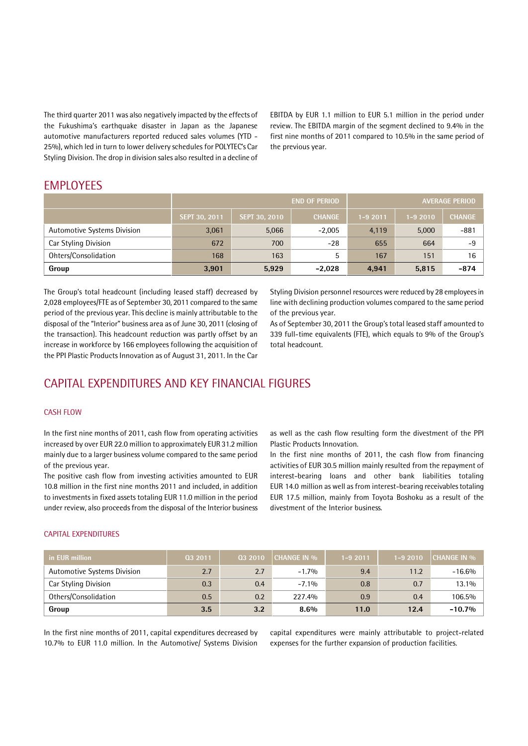The third quarter 2011 was also negatively impacted by the effects of the Fukushima's earthquake disaster in Japan as the Japanese automotive manufacturers reported reduced sales volumes (YTD -25%), which led in turn to lower delivery schedules for POLYTEC's Car Styling Division. The drop in division sales also resulted in a decline of EBITDA by EUR 1.1 million to EUR 5.1 million in the period under review. The EBITDA margin of the segment declined to 9.4% in the first nine months of 2011 compared to 10.5% in the same period of the previous year.

## EMPLOYEES

| | END OF PERIOD | | | AVERAGE PERIOD | | |
|---|---|---|---|---|---|---|
| | SEPT 30, 2011 | SEPT 30, 2010 | CHANGE | 1-9 2011 | 1-9 2010 | CHANGE |
| Automotive Systems Division | 3,061 | 5,066 | -2,005 | 4,119 | 5,000 | -881 |
| Car Styling Division | 672 | 700 | -28 | 655 | 664 | -9 |
| Ohters/Consolidation | 168 | 163 | 5 | 167 | 151 | 16 |
| **Group** | **3,901** | **5,929** | **-2,028** | **4,941** | **5,815** | **-874** |

The Group's total headcount (including leased staff) decreased by 2,028 employees/FTE as of September 30, 2011 compared to the same period of the previous year. This decline is mainly attributable to the disposal of the "Interior" business area as of June 30, 2011 (closing of the transaction). This headcount reduction was partly offset by an increase in workforce by 166 employees following the acquisition of the PPI Plastic Products Innovation as of August 31, 2011. In the Car Styling Division personnel resources were reduced by 28 employees in line with declining production volumes compared to the same period of the previous year.

As of September 30, 2011 the Group's total leased staff amounted to 339 full-time equivalents (FTE), which equals to 9% of the Group's total headcount.

## CAPITAL EXPENDITURES AND KEY FINANCIAL FIGURES

### CASH FLOW

In the first nine months of 2011, cash flow from operating activities increased by over EUR 22.0 million to approximately EUR 31.2 million mainly due to a larger business volume compared to the same period of the previous year.

The positive cash flow from investing activities amounted to EUR 10.8 million in the first nine months 2011 and included, in addition to investments in fixed assets totaling EUR 11.0 million in the period under review, also proceeds from the disposal of the Interior business as well as the cash flow resulting form the divestment of the PPI Plastic Products Innovation.

In the first nine months of 2011, the cash flow from financing activities of EUR 30.5 million mainly resulted from the repayment of interest-bearing loans and other bank liabilities totaling EUR 14.0 million as well as from interest-bearing receivables totaling EUR 17.5 million, mainly from Toyota Boshoku as a result of the divestment of the Interior business.

### CAPITAL EXPENDITURES

| in EUR million | Q3 2011 | Q3 2010 | CHANGE IN % | 1-9 2011 | 1-9 2010 | CHANGE IN % |
|---|---|---|---|---|---|---|
| Automotive Systems Division | 2.7 | 2.7 | -1.7% | 9.4 | 11.2 | -16.6% |
| Car Styling Division | 0.3 | 0.4 | -7.1% | 0.8 | 0.7 | 13.1% |
| Others/Consolidation | 0.5 | 0.2 | 227.4% | 0.9 | 0.4 | 106.5% |
| **Group** | **3.5** | **3.2** | **8.6%** | **11.0** | **12.4** | **-10.7%** |

In the first nine months of 2011, capital expenditures decreased by 10.7% to EUR 11.0 million. In the Automotive/ Systems Division capital expenditures were mainly attributable to project-related expenses for the further expansion of production facilities.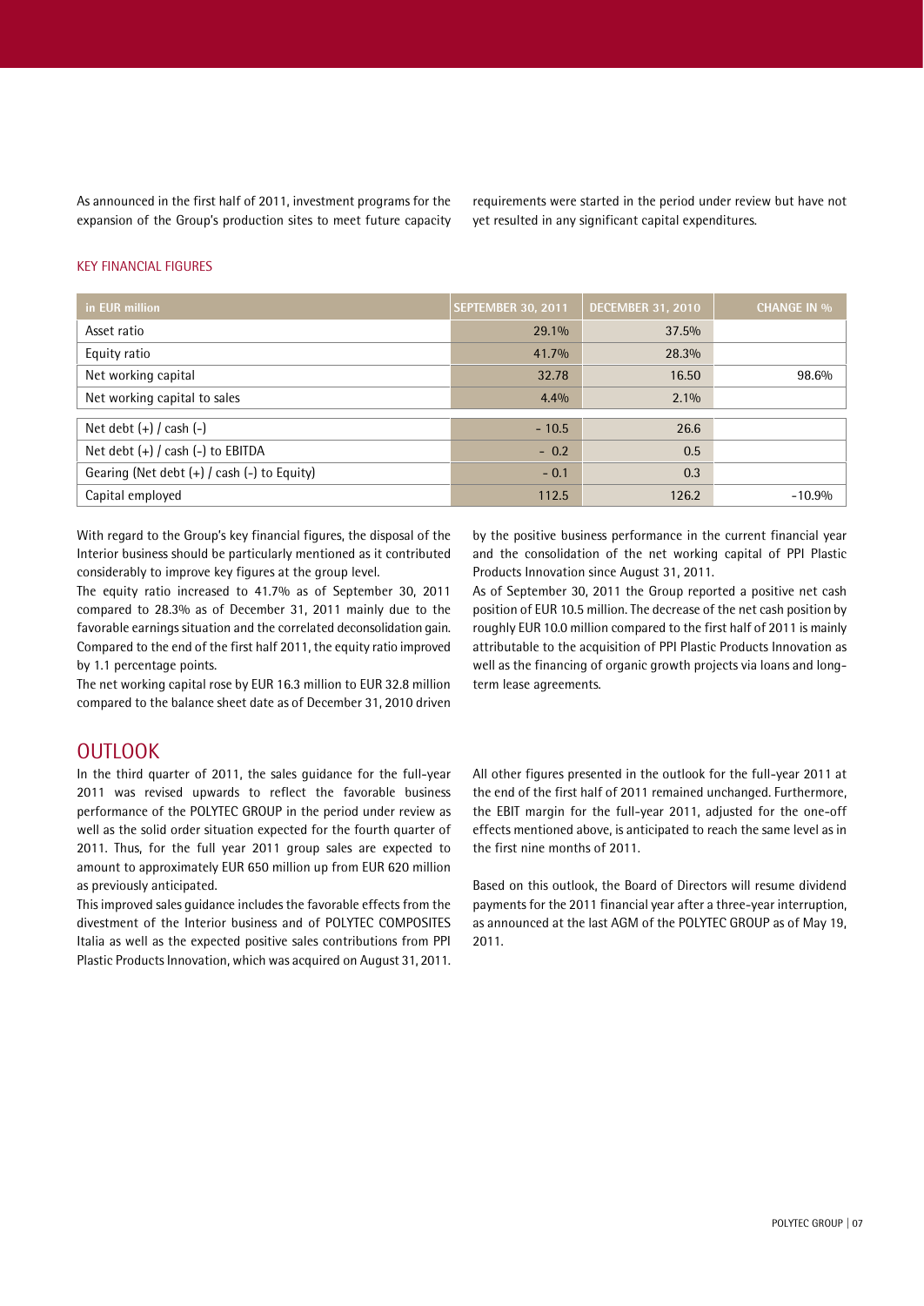As announced in the first half of 2011, investment programs for the expansion of the Group's production sites to meet future capacity requirements were started in the period under review but have not yet resulted in any significant capital expenditures.

### KEY FINANCIAL FIGURES

| in EUR million | SEPTEMBER 30, 2011 | DECEMBER 31, 2010 | CHANGE IN % |
|---|---|---|---|
| Asset ratio | 29.1% | 37.5% | |
| Equity ratio | 41.7% | 28.3% | |
| Net working capital | 32.78 | 16.50 | 98.6% |
| Net working capital to sales | 4.4% | 2.1% | |
| Net debt (+) / cash (-) | - 10.5 | 26.6 | |
| Net debt (+) / cash (-) to EBITDA | - 0.2 | 0.5 | |
| Gearing (Net debt (+) / cash (-) to Equity) | - 0.1 | 0.3 | |
| Capital employed | 112.5 | 126.2 | -10.9% |

With regard to the Group's key financial figures, the disposal of the Interior business should be particularly mentioned as it contributed considerably to improve key figures at the group level.

The equity ratio increased to 41.7% as of September 30, 2011 compared to 28.3% as of December 31, 2011 mainly due to the favorable earnings situation and the correlated deconsolidation gain. Compared to the end of the first half 2011, the equity ratio improved by 1.1 percentage points.

The net working capital rose by EUR 16.3 million to EUR 32.8 million compared to the balance sheet date as of December 31, 2010 driven by the positive business performance in the current financial year and the consolidation of the net working capital of PPI Plastic Products Innovation since August 31, 2011.

As of September 30, 2011 the Group reported a positive net cash position of EUR 10.5 million. The decrease of the net cash position by roughly EUR 10.0 million compared to the first half of 2011 is mainly attributable to the acquisition of PPI Plastic Products Innovation as well as the financing of organic growth projects via loans and long-term lease agreements.

## OUTLOOK

In the third quarter of 2011, the sales guidance for the full-year 2011 was revised upwards to reflect the favorable business performance of the POLYTEC GROUP in the period under review as well as the solid order situation expected for the fourth quarter of 2011. Thus, for the full year 2011 group sales are expected to amount to approximately EUR 650 million up from EUR 620 million as previously anticipated.

This improved sales guidance includes the favorable effects from the divestment of the Interior business and of POLYTEC COMPOSITES Italia as well as the expected positive sales contributions from PPI Plastic Products Innovation, which was acquired on August 31, 2011.

All other figures presented in the outlook for the full-year 2011 at the end of the first half of 2011 remained unchanged. Furthermore, the EBIT margin for the full-year 2011, adjusted for the one-off effects mentioned above, is anticipated to reach the same level as in the first nine months of 2011.

Based on this outlook, the Board of Directors will resume dividend payments for the 2011 financial year after a three-year interruption, as announced at the last AGM of the POLYTEC GROUP as of May 19, 2011.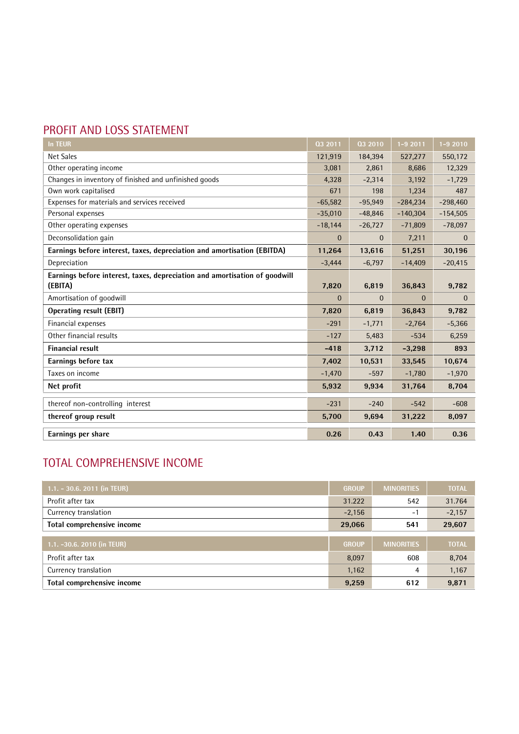## PROFIT AND LOSS STATEMENT

| In TEUR | Q3 2011 | Q3 2010 | 1-9 2011 | 1-9 2010 |
|---|---|---|---|---|
| Net Sales | 121,919 | 184,394 | 527,277 | 550,172 |
| Other operating income | 3,081 | 2,861 | 8,686 | 12,329 |
| Changes in inventory of finished and unfinished goods | 4,328 | -2,314 | 3,192 | -1,729 |
| Own work capitalised | 671 | 198 | 1,234 | 487 |
| Expenses for materials and services received | -65,582 | -95,949 | -284,234 | -298,460 |
| Personal expenses | -35,010 | -48,846 | -140,304 | -154,505 |
| Other operating expenses | -18,144 | -26,727 | -71,809 | -78,097 |
| Deconsolidation gain | 0 | 0 | 7,211 | 0 |
| **Earnings before interest, taxes, depreciation and amortisation (EBITDA)** | **11,264** | **13,616** | **51,251** | **30,196** |
| Depreciation | -3,444 | -6,797 | -14,409 | -20,415 |
| **Earnings before interest, taxes, depreciation and amortisation of goodwill (EBITA)** | **7,820** | **6,819** | **36,843** | **9,782** |
| Amortisation of goodwill | 0 | 0 | 0 | 0 |
| **Operating result (EBIT)** | **7,820** | **6,819** | **36,843** | **9,782** |
| Financial expenses | -291 | -1,771 | -2,764 | -5,366 |
| Other financial results | -127 | 5,483 | -534 | 6,259 |
| **Financial result** | **-418** | **3,712** | **-3,298** | **893** |
| **Earnings before tax** | **7,402** | **10,531** | **33,545** | **10,674** |
| Taxes on income | -1,470 | -597 | -1,780 | -1,970 |
| **Net profit** | **5,932** | **9,934** | **31,764** | **8,704** |
| thereof non-controlling interest | -231 | -240 | -542 | -608 |
| **thereof group result** | **5,700** | **9,694** | **31,222** | **8,097** |
| **Earnings per share** | **0.26** | **0.43** | **1.40** | **0.36** |

## TOTAL COMPREHENSIVE INCOME

| 1.1. – 30.6. 2011 (in TEUR) | GROUP | MINORITIES | TOTAL |
|---|---|---|---|
| Profit after tax | 31.222 | 542 | 31.764 |
| Currency translation | -2,156 | -1 | -2,157 |
| **Total comprehensive income** | **29,066** | **541** | **29,607** |

| 1.1. –30.6. 2010 (in TEUR) | GROUP | MINORITIES | TOTAL |
|---|---|---|---|
| Profit after tax | 8,097 | 608 | 8,704 |
| Currency translation | 1,162 | 4 | 1,167 |
| **Total comprehensive income** | **9,259** | **612** | **9,871** |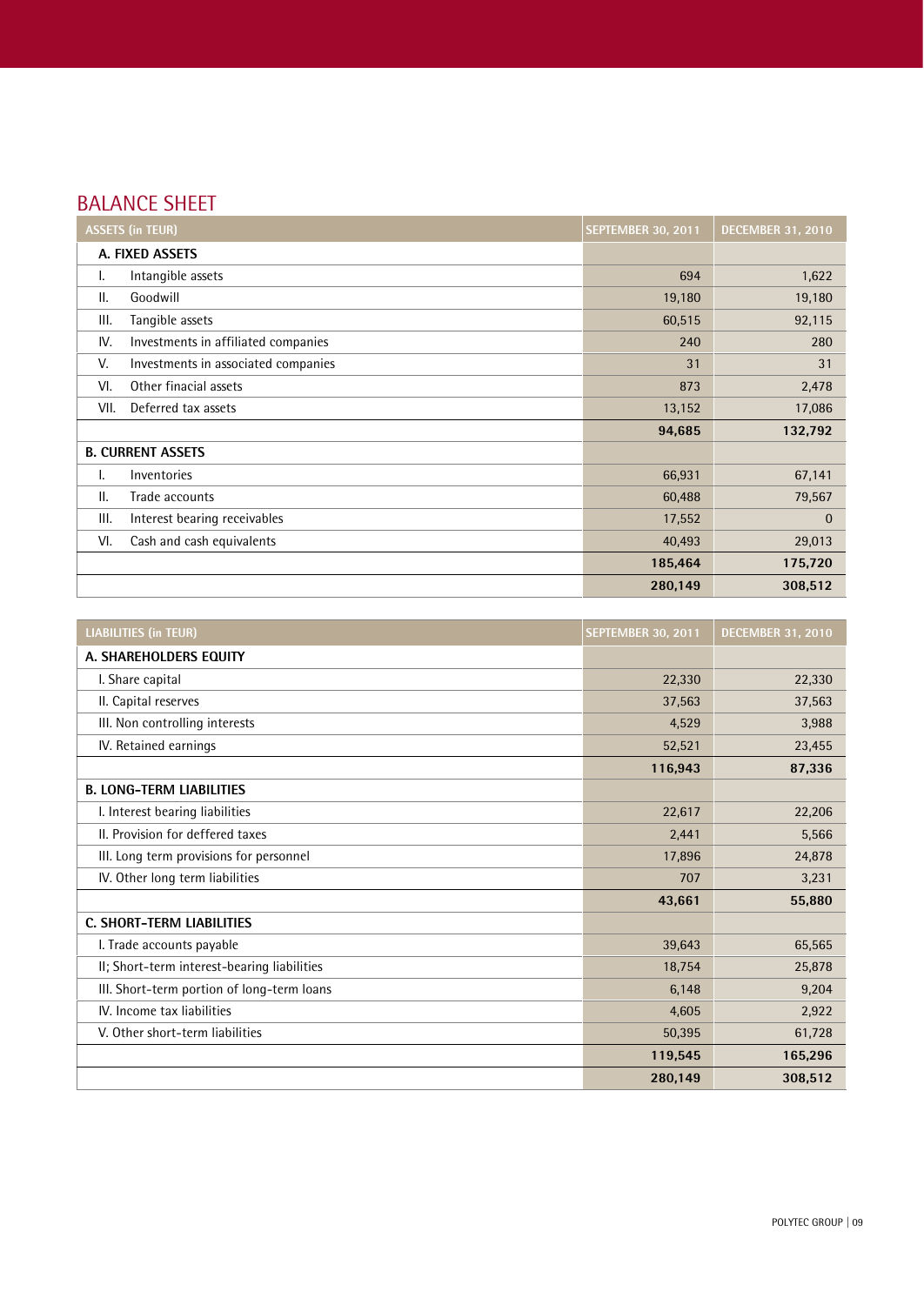## BALANCE SHEET

| ASSETS (in TEUR) | SEPTEMBER 30, 2011 | DECEMBER 31, 2010 |
|---|---|---|
| **A. FIXED ASSETS** | | |
| I. Intangible assets | 694 | 1,622 |
| II. Goodwill | 19,180 | 19,180 |
| III. Tangible assets | 60,515 | 92,115 |
| IV. Investments in affiliated companies | 240 | 280 |
| V. Investments in associated companies | 31 | 31 |
| VI. Other finacial assets | 873 | 2,478 |
| VII. Deferred tax assets | 13,152 | 17,086 |
| | **94,685** | **132,792** |
| **B. CURRENT ASSETS** | | |
| I. Inventories | 66,931 | 67,141 |
| II. Trade accounts | 60,488 | 79,567 |
| III. Interest bearing receivables | 17,552 | 0 |
| VI. Cash and cash equivalents | 40,493 | 29,013 |
| | **185,464** | **175,720** |
| | **280,149** | **308,512** |

| LIABILITIES (in TEUR) | SEPTEMBER 30, 2011 | DECEMBER 31, 2010 |
|---|---|---|
| **A. SHAREHOLDERS EQUITY** | | |
| I. Share capital | 22,330 | 22,330 |
| II. Capital reserves | 37,563 | 37,563 |
| III. Non controlling interests | 4,529 | 3,988 |
| IV. Retained earnings | 52,521 | 23,455 |
| | **116,943** | **87,336** |
| **B. LONG-TERM LIABILITIES** | | |
| I. Interest bearing liabilities | 22,617 | 22,206 |
| II. Provision for deffered taxes | 2,441 | 5,566 |
| III. Long term provisions for personnel | 17,896 | 24,878 |
| IV. Other long term liabilities | 707 | 3,231 |
| | **43,661** | **55,880** |
| **C. SHORT-TERM LIABILITIES** | | |
| I. Trade accounts payable | 39,643 | 65,565 |
| II; Short-term interest-bearing liabilities | 18,754 | 25,878 |
| III. Short-term portion of long-term loans | 6,148 | 9,204 |
| IV. Income tax liabilities | 4,605 | 2,922 |
| V. Other short-term liabilities | 50,395 | 61,728 |
| | **119,545** | **165,296** |
| | **280,149** | **308,512** |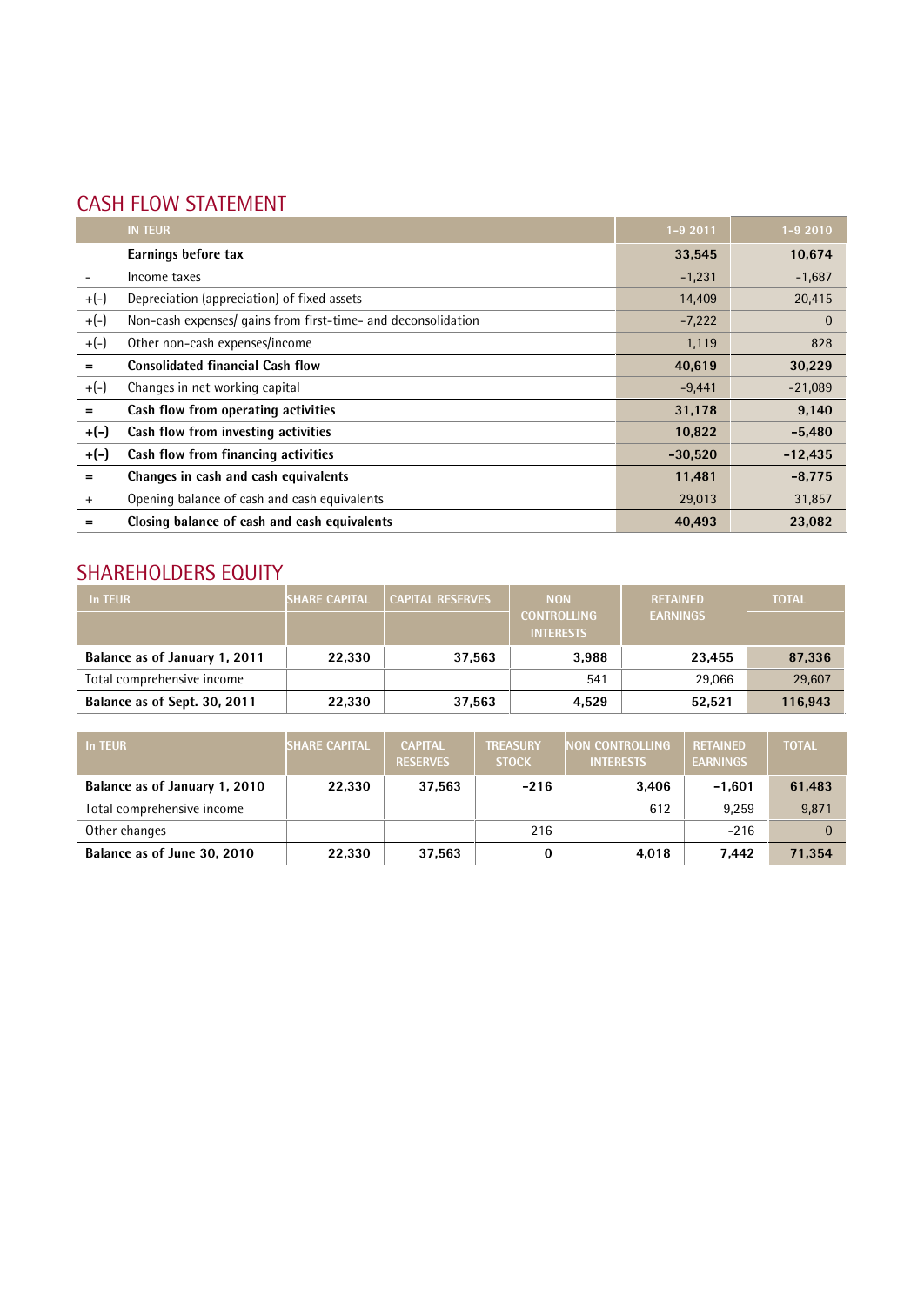## CASH FLOW STATEMENT

| | IN TEUR | 1-9 2011 | 1-9 2010 |
|---|---|---|---|
| | **Earnings before tax** | **33,545** | **10,674** |
| - | Income taxes | -1,231 | -1,687 |
| +(-) | Depreciation (appreciation) of fixed assets | 14,409 | 20,415 |
| +(-) | Non-cash expenses/ gains from first-time- and deconsolidation | -7,222 | 0 |
| +(-) | Other non-cash expenses/income | 1,119 | 828 |
| = | **Consolidated financial Cash flow** | **40,619** | **30,229** |
| +(-) | Changes in net working capital | -9,441 | -21,089 |
| = | **Cash flow from operating activities** | **31,178** | **9,140** |
| **+(-)** | **Cash flow from investing activities** | **10,822** | **-5,480** |
| **+(-)** | **Cash flow from financing activities** | **-30,520** | **-12,435** |
| = | **Changes in cash and cash equivalents** | **11,481** | **-8,775** |
| + | Opening balance of cash and cash equivalents | 29,013 | 31,857 |
| = | **Closing balance of cash and cash equivalents** | **40,493** | **23,082** |

## SHAREHOLDERS EQUITY

| In TEUR | SHARE CAPITAL | CAPITAL RESERVES | NON CONTROLLING INTERESTS | RETAINED EARNINGS | TOTAL |
|---|---|---|---|---|---|
| **Balance as of January 1, 2011** | **22,330** | **37,563** | **3,988** | **23,455** | **87,336** |
| Total comprehensive income | | | 541 | 29,066 | 29,607 |
| **Balance as of Sept. 30, 2011** | **22,330** | **37,563** | **4,529** | **52,521** | **116,943** |

| In TEUR | SHARE CAPITAL | CAPITAL RESERVES | TREASURY STOCK | NON CONTROLLING INTERESTS | RETAINED EARNINGS | TOTAL |
|---|---|---|---|---|---|---|
| **Balance as of January 1, 2010** | **22,330** | **37,563** | **-216** | **3,406** | **-1,601** | **61,483** |
| Total comprehensive income | | | | 612 | 9,259 | 9,871 |
| Other changes | | | 216 | | -216 | 0 |
| **Balance as of June 30, 2010** | **22,330** | **37,563** | **0** | **4,018** | **7,442** | **71,354** |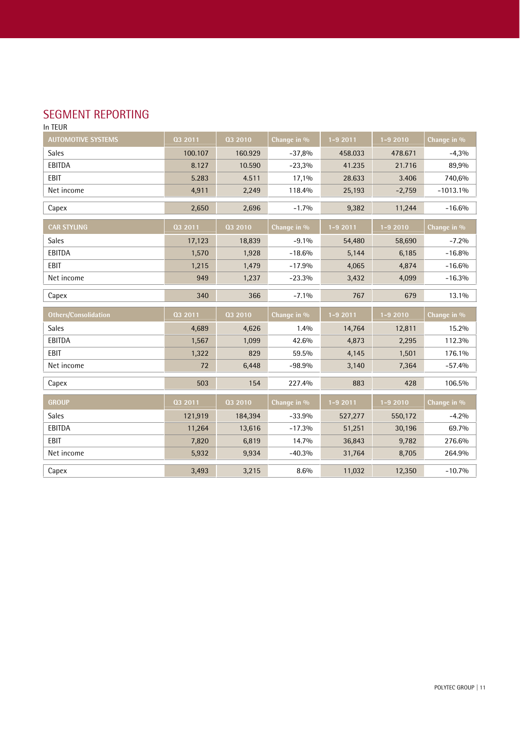## SEGMENT REPORTING

In TEUR

| AUTOMOTIVE SYSTEMS | Q3 2011 | Q3 2010 | Change in % | 1-9 2011 | 1-9 2010 | Change in % |
|---|---|---|---|---|---|---|
| Sales | 100.107 | 160.929 | -37,8% | 458.033 | 478.671 | -4,3% |
| EBITDA | 8.127 | 10.590 | -23,3% | 41.235 | 21.716 | 89,9% |
| EBIT | 5.283 | 4.511 | 17,1% | 28.633 | 3.406 | 740,6% |
| Net income | 4,911 | 2,249 | 118.4% | 25,193 | -2,759 | -1013.1% |
| Capex | 2,650 | 2,696 | -1.7% | 9,382 | 11,244 | -16.6% |

| CAR STYLING | Q3 2011 | Q3 2010 | Change in % | 1-9 2011 | 1-9 2010 | Change in % |
|---|---|---|---|---|---|---|
| Sales | 17,123 | 18,839 | -9.1% | 54,480 | 58,690 | -7.2% |
| EBITDA | 1,570 | 1,928 | -18.6% | 5,144 | 6,185 | -16.8% |
| EBIT | 1,215 | 1,479 | -17.9% | 4,065 | 4,874 | -16.6% |
| Net income | 949 | 1,237 | -23.3% | 3,432 | 4,099 | -16.3% |
| Capex | 340 | 366 | -7.1% | 767 | 679 | 13.1% |

| Others/Consolidation | Q3 2011 | Q3 2010 | Change in % | 1-9 2011 | 1-9 2010 | Change in % |
|---|---|---|---|---|---|---|
| Sales | 4,689 | 4,626 | 1.4% | 14,764 | 12,811 | 15.2% |
| EBITDA | 1,567 | 1,099 | 42.6% | 4,873 | 2,295 | 112.3% |
| EBIT | 1,322 | 829 | 59.5% | 4,145 | 1,501 | 176.1% |
| Net income | 72 | 6,448 | -98.9% | 3,140 | 7,364 | -57.4% |
| Capex | 503 | 154 | 227.4% | 883 | 428 | 106.5% |

| GROUP | Q3 2011 | Q3 2010 | Change in % | 1-9 2011 | 1-9 2010 | Change in % |
|---|---|---|---|---|---|---|
| Sales | 121,919 | 184,394 | -33.9% | 527,277 | 550,172 | -4.2% |
| EBITDA | 11,264 | 13,616 | -17.3% | 51,251 | 30,196 | 69.7% |
| EBIT | 7,820 | 6,819 | 14.7% | 36,843 | 9,782 | 276.6% |
| Net income | 5,932 | 9,934 | -40.3% | 31,764 | 8,705 | 264.9% |
| Capex | 3,493 | 3,215 | 8.6% | 11,032 | 12,350 | -10.7% |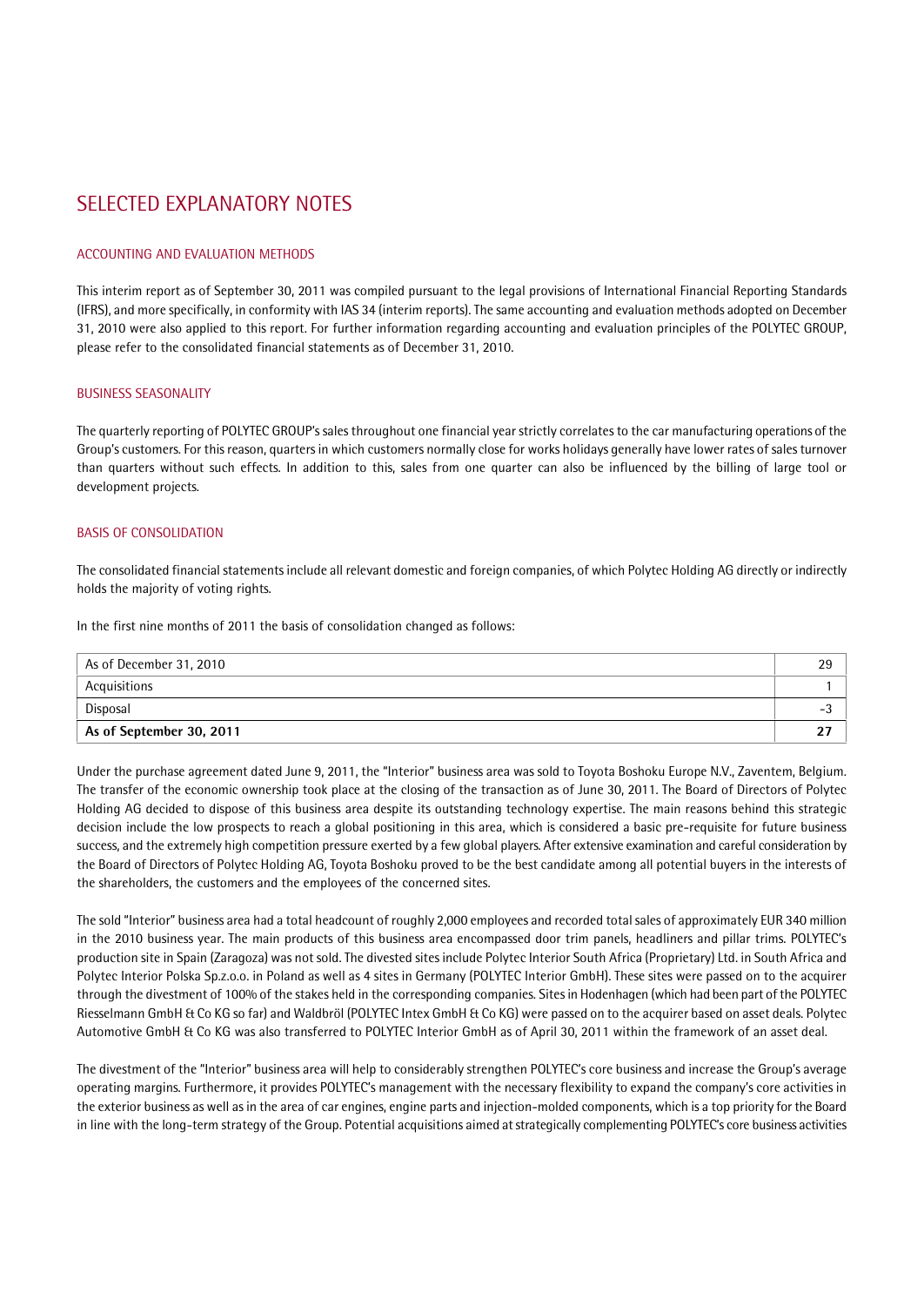# SELECTED EXPLANATORY NOTES

## ACCOUNTING AND EVALUATION METHODS

This interim report as of September 30, 2011 was compiled pursuant to the legal provisions of International Financial Reporting Standards (IFRS), and more specifically, in conformity with IAS 34 (interim reports). The same accounting and evaluation methods adopted on December 31, 2010 were also applied to this report. For further information regarding accounting and evaluation principles of the POLYTEC GROUP, please refer to the consolidated financial statements as of December 31, 2010.

## BUSINESS SEASONALITY

The quarterly reporting of POLYTEC GROUP's sales throughout one financial year strictly correlates to the car manufacturing operations of the Group's customers. For this reason, quarters in which customers normally close for works holidays generally have lower rates of sales turnover than quarters without such effects. In addition to this, sales from one quarter can also be influenced by the billing of large tool or development projects.

## BASIS OF CONSOLIDATION

The consolidated financial statements include all relevant domestic and foreign companies, of which Polytec Holding AG directly or indirectly holds the majority of voting rights.

In the first nine months of 2011 the basis of consolidation changed as follows:

| | |
|---|---|
| As of December 31, 2010 | 29 |
| Acquisitions | 1 |
| Disposal | -3 |
| **As of September 30, 2011** | **27** |

Under the purchase agreement dated June 9, 2011, the "Interior" business area was sold to Toyota Boshoku Europe N.V., Zaventem, Belgium. The transfer of the economic ownership took place at the closing of the transaction as of June 30, 2011. The Board of Directors of Polytec Holding AG decided to dispose of this business area despite its outstanding technology expertise. The main reasons behind this strategic decision include the low prospects to reach a global positioning in this area, which is considered a basic pre-requisite for future business success, and the extremely high competition pressure exerted by a few global players. After extensive examination and careful consideration by the Board of Directors of Polytec Holding AG, Toyota Boshoku proved to be the best candidate among all potential buyers in the interests of the shareholders, the customers and the employees of the concerned sites.

The sold "Interior" business area had a total headcount of roughly 2,000 employees and recorded total sales of approximately EUR 340 million in the 2010 business year. The main products of this business area encompassed door trim panels, headliners and pillar trims. POLYTEC's production site in Spain (Zaragoza) was not sold. The divested sites include Polytec Interior South Africa (Proprietary) Ltd. in South Africa and Polytec Interior Polska Sp.z.o.o. in Poland as well as 4 sites in Germany (POLYTEC Interior GmbH). These sites were passed on to the acquirer through the divestment of 100% of the stakes held in the corresponding companies. Sites in Hodenhagen (which had been part of the POLYTEC Riesselmann GmbH & Co KG so far) and Waldbröl (POLYTEC Intex GmbH & Co KG) were passed on to the acquirer based on asset deals. Polytec Automotive GmbH & Co KG was also transferred to POLYTEC Interior GmbH as of April 30, 2011 within the framework of an asset deal.

The divestment of the "Interior" business area will help to considerably strengthen POLYTEC's core business and increase the Group's average operating margins. Furthermore, it provides POLYTEC's management with the necessary flexibility to expand the company's core activities in the exterior business as well as in the area of car engines, engine parts and injection-molded components, which is a top priority for the Board in line with the long-term strategy of the Group. Potential acquisitions aimed at strategically complementing POLYTEC's core business activities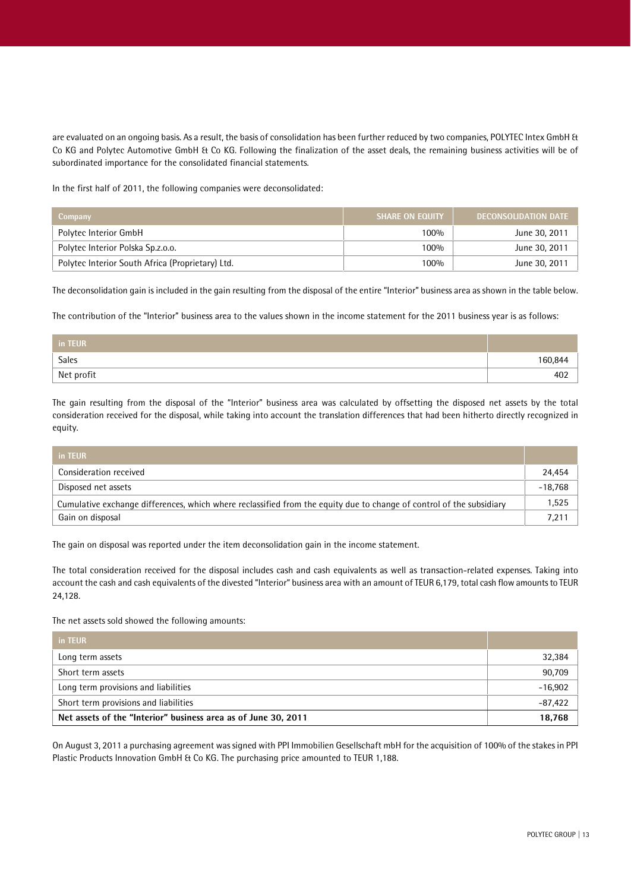are evaluated on an ongoing basis. As a result, the basis of consolidation has been further reduced by two companies, POLYTEC Intex GmbH & Co KG and Polytec Automotive GmbH & Co KG. Following the finalization of the asset deals, the remaining business activities will be of subordinated importance for the consolidated financial statements.

In the first half of 2011, the following companies were deconsolidated:

| Company | SHARE ON EQUITY | DECONSOLIDATION DATE |
|---|---|---|
| Polytec Interior GmbH | 100% | June 30, 2011 |
| Polytec Interior Polska Sp.z.o.o. | 100% | June 30, 2011 |
| Polytec Interior South Africa (Proprietary) Ltd. | 100% | June 30, 2011 |

The deconsolidation gain is included in the gain resulting from the disposal of the entire "Interior" business area as shown in the table below.

The contribution of the "Interior" business area to the values shown in the income statement for the 2011 business year is as follows:

| in TEUR | |
|---|---|
| Sales | 160,844 |
| Net profit | 402 |

The gain resulting from the disposal of the "Interior" business area was calculated by offsetting the disposed net assets by the total consideration received for the disposal, while taking into account the translation differences that had been hitherto directly recognized in equity.

| in TEUR | |
|---|---|
| Consideration received | 24,454 |
| Disposed net assets | -18,768 |
| Cumulative exchange differences, which where reclassified from the equity due to change of control of the subsidiary | 1,525 |
| Gain on disposal | 7,211 |

The gain on disposal was reported under the item deconsolidation gain in the income statement.

The total consideration received for the disposal includes cash and cash equivalents as well as transaction-related expenses. Taking into account the cash and cash equivalents of the divested "Interior" business area with an amount of TEUR 6,179, total cash flow amounts to TEUR 24,128.

The net assets sold showed the following amounts:

| in TEUR | |
|---|---|
| Long term assets | 32,384 |
| Short term assets | 90,709 |
| Long term provisions and liabilities | -16,902 |
| Short term provisions and liabilities | -87,422 |
| **Net assets of the "Interior" business area as of June 30, 2011** | **18,768** |

On August 3, 2011 a purchasing agreement was signed with PPI Immobilien Gesellschaft mbH for the acquisition of 100% of the stakes in PPI Plastic Products Innovation GmbH & Co KG. The purchasing price amounted to TEUR 1,188.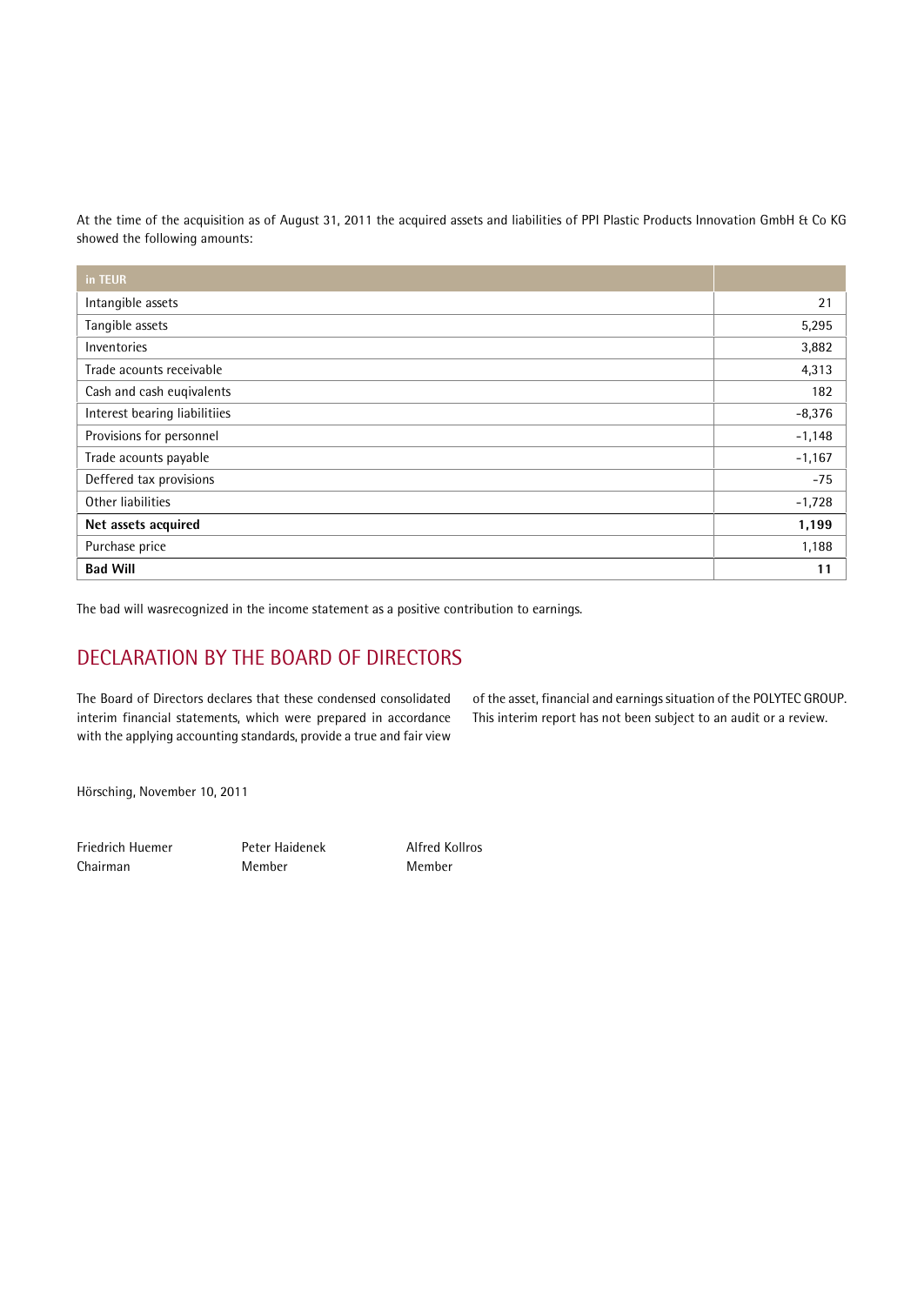At the time of the acquisition as of August 31, 2011 the acquired assets and liabilities of PPI Plastic Products Innovation GmbH & Co KG showed the following amounts:

| in TEUR | |
|---|---|
| Intangible assets | 21 |
| Tangible assets | 5,295 |
| Inventories | 3,882 |
| Trade acounts receivable | 4,313 |
| Cash and cash euqivalents | 182 |
| Interest bearing liabilitiies | -8,376 |
| Provisions for personnel | -1,148 |
| Trade acounts payable | -1,167 |
| Deffered tax provisions | -75 |
| Other liabilities | -1,728 |
| **Net assets acquired** | **1,199** |
| Purchase price | 1,188 |
| **Bad Will** | **11** |

The bad will wasrecognized in the income statement as a positive contribution to earnings.

## DECLARATION BY THE BOARD OF DIRECTORS

The Board of Directors declares that these condensed consolidated interim financial statements, which were prepared in accordance with the applying accounting standards, provide a true and fair view of the asset, financial and earnings situation of the POLYTEC GROUP. This interim report has not been subject to an audit or a review.

Hörsching, November 10, 2011

Friedrich Huemer
Chairman

Peter Haidenek
Member

Alfred Kollros
Member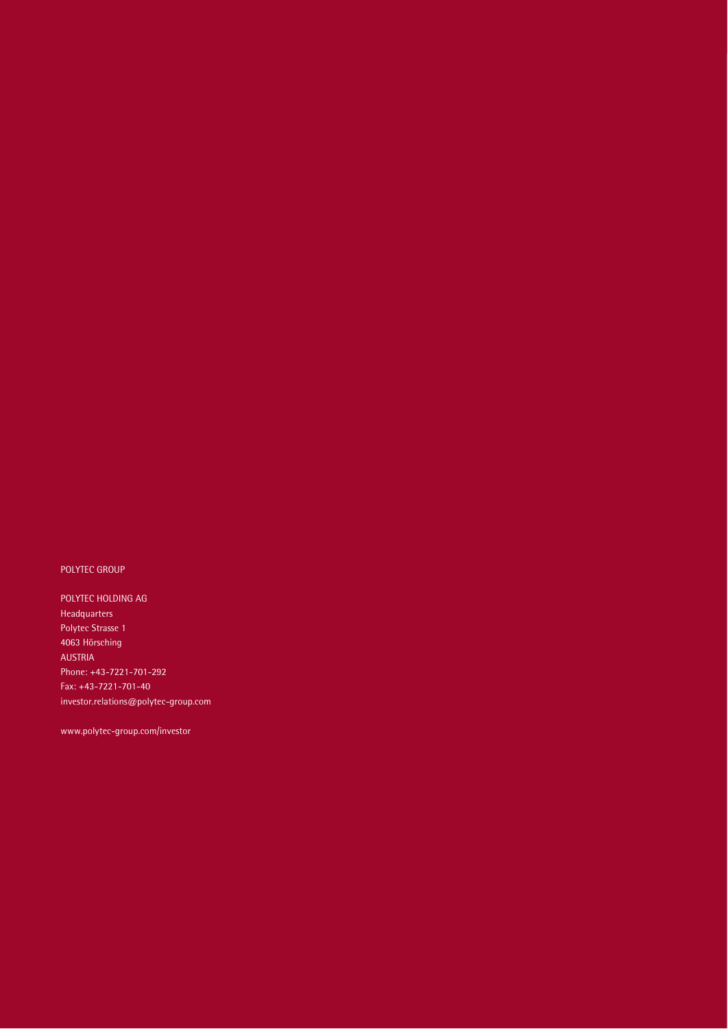POLYTEC GROUP

POLYTEC HOLDING AG  
Headquarters  
Polytec Strasse 1  
4063 Hörsching  
AUSTRIA  
Phone: +43-7221-701-292  
Fax: +43-7221-701-40  
investor.relations@polytec-group.com

www.polytec-group.com/investor